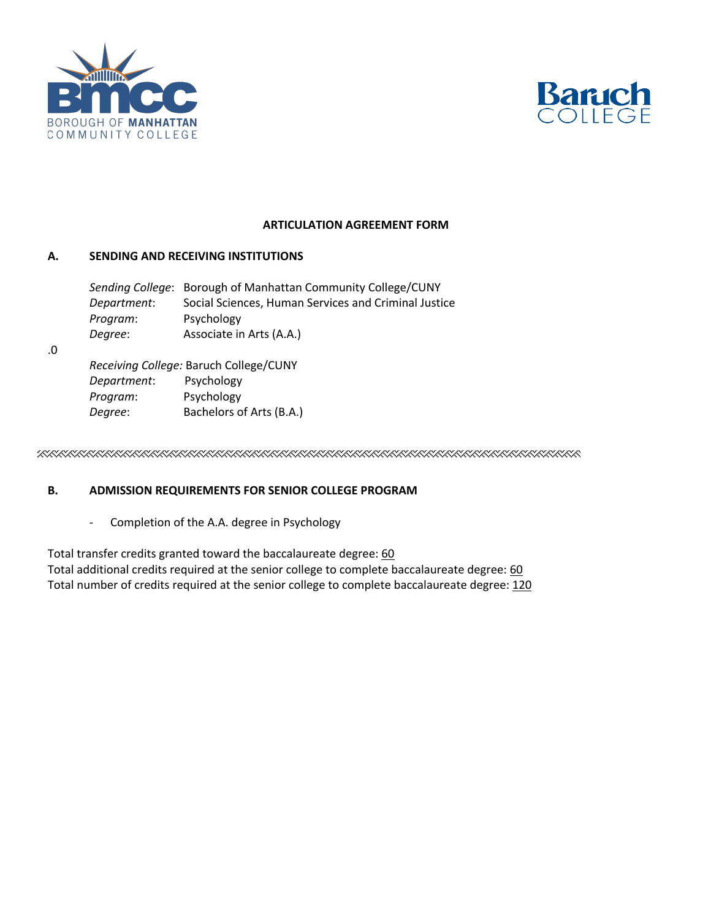BMCC
BOROUGH OF MANHATTAN COMMUNITY COLLEGE

Baruch COLLEGE

# ARTICULATION AGREEMENT FORM

## A. SENDING AND RECEIVING INSTITUTIONS

*Sending College*: Borough of Manhattan Community College/CUNY
*Department*: Social Sciences, Human Services and Criminal Justice
*Program*: Psychology
*Degree*: Associate in Arts (A.A.)

.0

*Receiving College:* Baruch College/CUNY
*Department*: Psychology
*Program*: Psychology
*Degree*: Bachelors of Arts (B.A.)

---

## B. ADMISSION REQUIREMENTS FOR SENIOR COLLEGE PROGRAM

- Completion of the A.A. degree in Psychology

Total transfer credits granted toward the baccalaureate degree: 60
Total additional credits required at the senior college to complete baccalaureate degree: 60
Total number of credits required at the senior college to complete baccalaureate degree: 120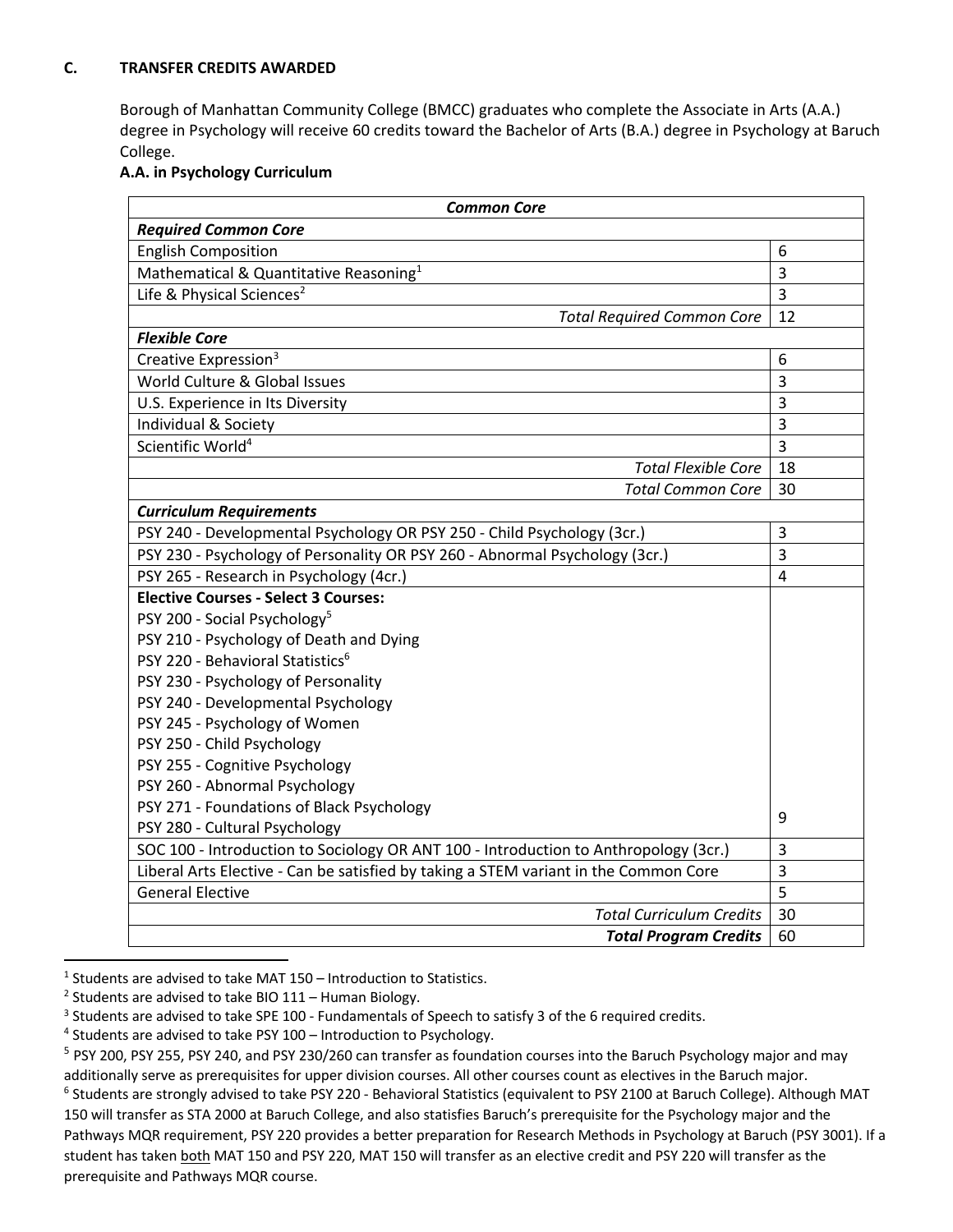### C. TRANSFER CREDITS AWARDED

Borough of Manhattan Community College (BMCC) graduates who complete the Associate in Arts (A.A.) degree in Psychology will receive 60 credits toward the Bachelor of Arts (B.A.) degree in Psychology at Baruch College.

**A.A. in Psychology Curriculum**

| ***Common Core*** | |
|---|---|
| ***Required Common Core*** | |
| English Composition | 6 |
| Mathematical & Quantitative Reasoning[1] | 3 |
| Life & Physical Sciences[2] | 3 |
| *Total Required Common Core* | 12 |
| ***Flexible Core*** | |
| Creative Expression[3] | 6 |
| World Culture & Global Issues | 3 |
| U.S. Experience in Its Diversity | 3 |
| Individual & Society | 3 |
| Scientific World[4] | 3 |
| *Total Flexible Core* | 18 |
| *Total Common Core* | 30 |
| ***Curriculum Requirements*** | |
| PSY 240 - Developmental Psychology OR PSY 250 - Child Psychology (3cr.) | 3 |
| PSY 230 - Psychology of Personality OR PSY 260 - Abnormal Psychology (3cr.) | 3 |
| PSY 265 - Research in Psychology (4cr.) | 4 |
| **Elective Courses - Select 3 Courses:**<br>PSY 200 - Social Psychology[5]<br>PSY 210 - Psychology of Death and Dying<br>PSY 220 - Behavioral Statistics[6]<br>PSY 230 - Psychology of Personality<br>PSY 240 - Developmental Psychology<br>PSY 245 - Psychology of Women<br>PSY 250 - Child Psychology<br>PSY 255 - Cognitive Psychology<br>PSY 260 - Abnormal Psychology<br>PSY 271 - Foundations of Black Psychology<br>PSY 280 - Cultural Psychology | 9 |
| SOC 100 - Introduction to Sociology OR ANT 100 - Introduction to Anthropology (3cr.) | 3 |
| Liberal Arts Elective - Can be satisfied by taking a STEM variant in the Common Core | 3 |
| General Elective | 5 |
| *Total Curriculum Credits* | 30 |
| ***Total Program Credits*** | 60 |

[1] Students are advised to take MAT 150 – Introduction to Statistics.

[2] Students are advised to take BIO 111 – Human Biology.

[3] Students are advised to take SPE 100 - Fundamentals of Speech to satisfy 3 of the 6 required credits.

[4] Students are advised to take PSY 100 – Introduction to Psychology.

[5] PSY 200, PSY 255, PSY 240, and PSY 230/260 can transfer as foundation courses into the Baruch Psychology major and may additionally serve as prerequisites for upper division courses. All other courses count as electives in the Baruch major.

[6] Students are strongly advised to take PSY 220 - Behavioral Statistics (equivalent to PSY 2100 at Baruch College). Although MAT 150 will transfer as STA 2000 at Baruch College, and also statisfies Baruch's prerequisite for the Psychology major and the Pathways MQR requirement, PSY 220 provides a better preparation for Research Methods in Psychology at Baruch (PSY 3001). If a student has taken both MAT 150 and PSY 220, MAT 150 will transfer as an elective credit and PSY 220 will transfer as the prerequisite and Pathways MQR course.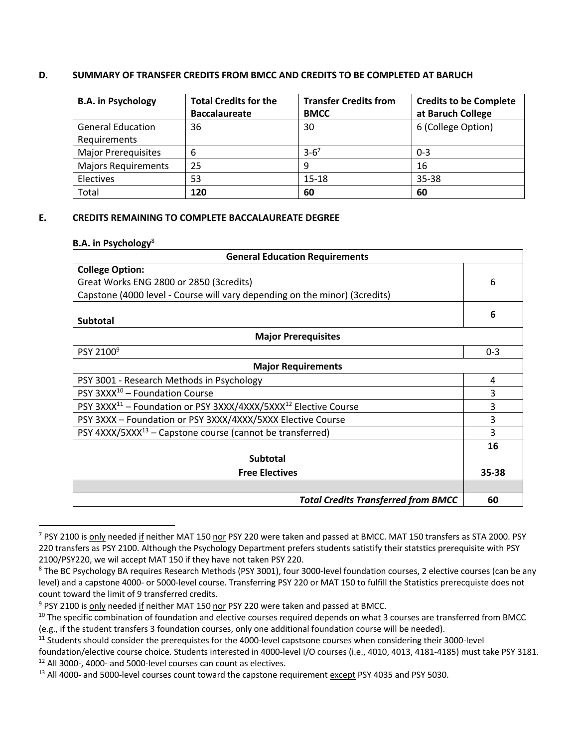## D. SUMMARY OF TRANSFER CREDITS FROM BMCC AND CREDITS TO BE COMPLETED AT BARUCH

| B.A. in Psychology | Total Credits for the Baccalaureate | Transfer Credits from BMCC | Credits to be Complete at Baruch College |
|---|---|---|---|
| General Education Requirements | 36 | 30 | 6 (College Option) |
| Major Prerequisites | 6 | 3-6[7] | 0-3 |
| Majors Requirements | 25 | 9 | 16 |
| Electives | 53 | 15-18 | 35-38 |
| Total | **120** | **60** | **60** |

## E. CREDITS REMAINING TO COMPLETE BACCALAUREATE DEGREE

**B.A. in Psychology**[8]

| General Education Requirements | |
|---|---|
| **College Option:**<br>Great Works ENG 2800 or 2850 (3credits)<br>Capstone (4000 level - Course will vary depending on the minor) (3credits) | 6 |
| **Subtotal** | **6** |
| **Major Prerequisites** | |
| PSY 2100[9] | 0-3 |
| **Major Requirements** | |
| PSY 3001 - Research Methods in Psychology | 4 |
| PSY 3XXX[10] – Foundation Course | 3 |
| PSY 3XXX[11] – Foundation or PSY 3XXX/4XXX/5XXX[12] Elective Course | 3 |
| PSY 3XXX – Foundation or PSY 3XXX/4XXX/5XXX Elective Course | 3 |
| PSY 4XXX/5XXX[13] – Capstone course (cannot be transferred) | 3 |
| **Subtotal** | **16** |
| **Free Electives** | **35-38** |
| | |
| ***Total Credits Transferred from BMCC*** | **60** |

---

[7] PSY 2100 is only needed if neither MAT 150 nor PSY 220 were taken and passed at BMCC. MAT 150 transfers as STA 2000. PSY 220 transfers as PSY 2100. Although the Psychology Department prefers students satistify their statstics prerequisite with PSY 2100/PSY220, we wil accept MAT 150 if they have not taken PSY 220.

[8] The BC Psychology BA requires Research Methods (PSY 3001), four 3000-level foundation courses, 2 elective courses (can be any level) and a capstone 4000- or 5000-level course. Transferring PSY 220 or MAT 150 to fulfill the Statistics prerecquiste does not count toward the limit of 9 transferred credits.

[9] PSY 2100 is only needed if neither MAT 150 nor PSY 220 were taken and passed at BMCC.

[10] The specific combination of foundation and elective courses required depends on what 3 courses are transferred from BMCC (e.g., if the student transfers 3 foundation courses, only one additional foundation course will be needed).

[11] Students should consider the prerequistes for the 4000-level capstsone courses when considering their 3000-level foundation/elective course choice. Students interested in 4000-level I/O courses (i.e., 4010, 4013, 4181-4185) must take PSY 3181.

[12] All 3000-, 4000- and 5000-level courses can count as electives.

[13] All 4000- and 5000-level courses count toward the capstone requirement except PSY 4035 and PSY 5030.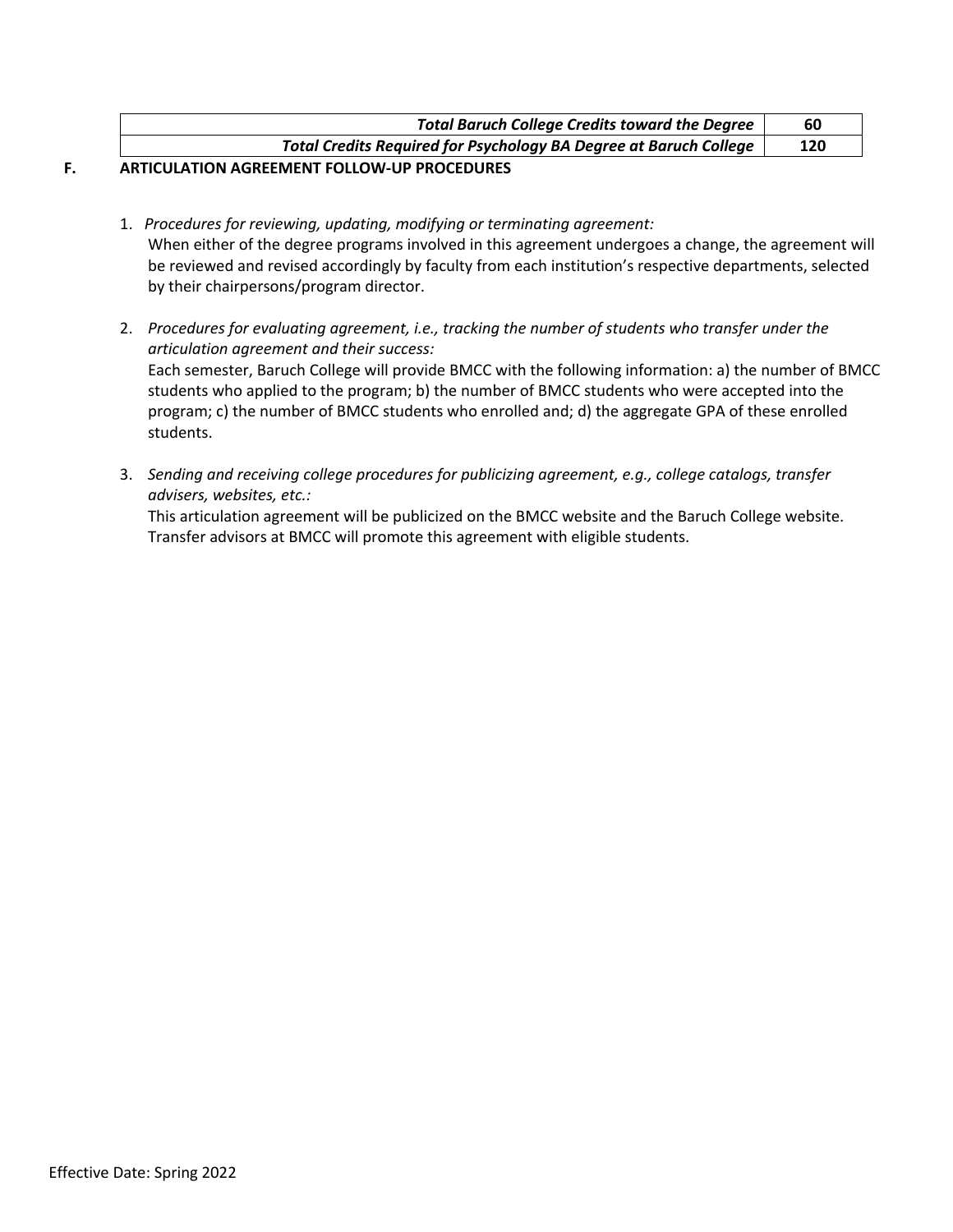| | |
|---|---|
| ***Total Baruch College Credits toward the Degree*** | **60** |
| ***Total Credits Required for Psychology BA Degree at Baruch College*** | **120** |

## F. ARTICULATION AGREEMENT FOLLOW-UP PROCEDURES

1. *Procedures for reviewing, updating, modifying or terminating agreement:*
   When either of the degree programs involved in this agreement undergoes a change, the agreement will be reviewed and revised accordingly by faculty from each institution's respective departments, selected by their chairpersons/program director.

2. *Procedures for evaluating agreement, i.e., tracking the number of students who transfer under the articulation agreement and their success:*
   Each semester, Baruch College will provide BMCC with the following information: a) the number of BMCC students who applied to the program; b) the number of BMCC students who were accepted into the program; c) the number of BMCC students who enrolled and; d) the aggregate GPA of these enrolled students.

3. *Sending and receiving college procedures for publicizing agreement, e.g., college catalogs, transfer advisers, websites, etc.:*
   This articulation agreement will be publicized on the BMCC website and the Baruch College website. Transfer advisors at BMCC will promote this agreement with eligible students.

Effective Date: Spring 2022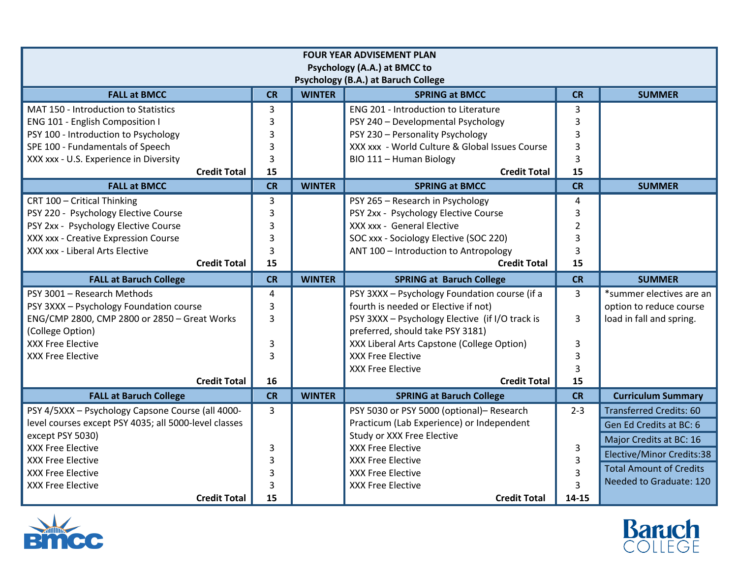**FOUR YEAR ADVISEMENT PLAN**
**Psychology (A.A.) at BMCC to**
**Psychology (B.A.) at Baruch College**

| FALL at BMCC | CR | WINTER | SPRING at BMCC | CR | SUMMER |
|---|---|---|---|---|---|
| MAT 150 - Introduction to Statistics | 3 | | ENG 201 - Introduction to Literature | 3 | |
| ENG 101 - English Composition I | 3 | | PSY 240 – Developmental Psychology | 3 | |
| PSY 100 - Introduction to Psychology | 3 | | PSY 230 – Personality Psychology | 3 | |
| SPE 100 - Fundamentals of Speech | 3 | | XXX xxx - World Culture & Global Issues Course | 3 | |
| XXX xxx - U.S. Experience in Diversity | 3 | | BIO 111 – Human Biology | 3 | |
| **Credit Total** | **15** | | **Credit Total** | **15** | |
| **FALL at BMCC** | **CR** | **WINTER** | **SPRING at BMCC** | **CR** | **SUMMER** |
| CRT 100 – Critical Thinking | 3 | | PSY 265 – Research in Psychology | 4 | |
| PSY 220 - Psychology Elective Course | 3 | | PSY 2xx - Psychology Elective Course | 3 | |
| PSY 2xx - Psychology Elective Course | 3 | | XXX xxx - General Elective | 2 | |
| XXX xxx - Creative Expression Course | 3 | | SOC xxx - Sociology Elective (SOC 220) | 3 | |
| XXX xxx - Liberal Arts Elective | 3 | | ANT 100 – Introduction to Antropology | 3 | |
| **Credit Total** | **15** | | **Credit Total** | **15** | |
| **FALL at Baruch College** | **CR** | **WINTER** | **SPRING at Baruch College** | **CR** | **SUMMER** |
| PSY 3001 – Research Methods | 4 | | PSY 3XXX – Psychology Foundation course (if a fourth is needed or Elective if not) | 3 | *summer electives are an option to reduce course load in fall and spring. |
| PSY 3XXX – Psychology Foundation course | 3 | | PSY 3XXX – Psychology Elective (if I/O track is preferred, should take PSY 3181) | 3 | |
| ENG/CMP 2800, CMP 2800 or 2850 – Great Works (College Option) | 3 | | XXX Liberal Arts Capstone (College Option) | 3 | |
| XXX Free Elective | 3 | | XXX Free Elective | 3 | |
| XXX Free Elective | 3 | | XXX Free Elective | 3 | |
| **Credit Total** | **16** | | **Credit Total** | **15** | |
| **FALL at Baruch College** | **CR** | **WINTER** | **SPRING at Baruch College** | **CR** | **Curriculum Summary** |
| PSY 4/5XXX – Psychology Capsone Course (all 4000-level courses except PSY 4035; all 5000-level classes except PSY 5030) | 3 | | PSY 5030 or PSY 5000 (optional)– Research Practicum (Lab Experience) or Independent Study or XXX Free Elective | 2-3 | Transferred Credits: 60 |
| XXX Free Elective | 3 | | XXX Free Elective | 3 | Gen Ed Credits at BC: 6 |
| XXX Free Elective | 3 | | XXX Free Elective | 3 | Major Credits at BC: 16 |
| XXX Free Elective | 3 | | XXX Free Elective | 3 | Elective/Minor Credits:38 |
| XXX Free Elective | 3 | | XXX Free Elective | 3 | Total Amount of Credits Needed to Graduate: 120 |
| **Credit Total** | **15** | | **Credit Total** | **14-15** | |